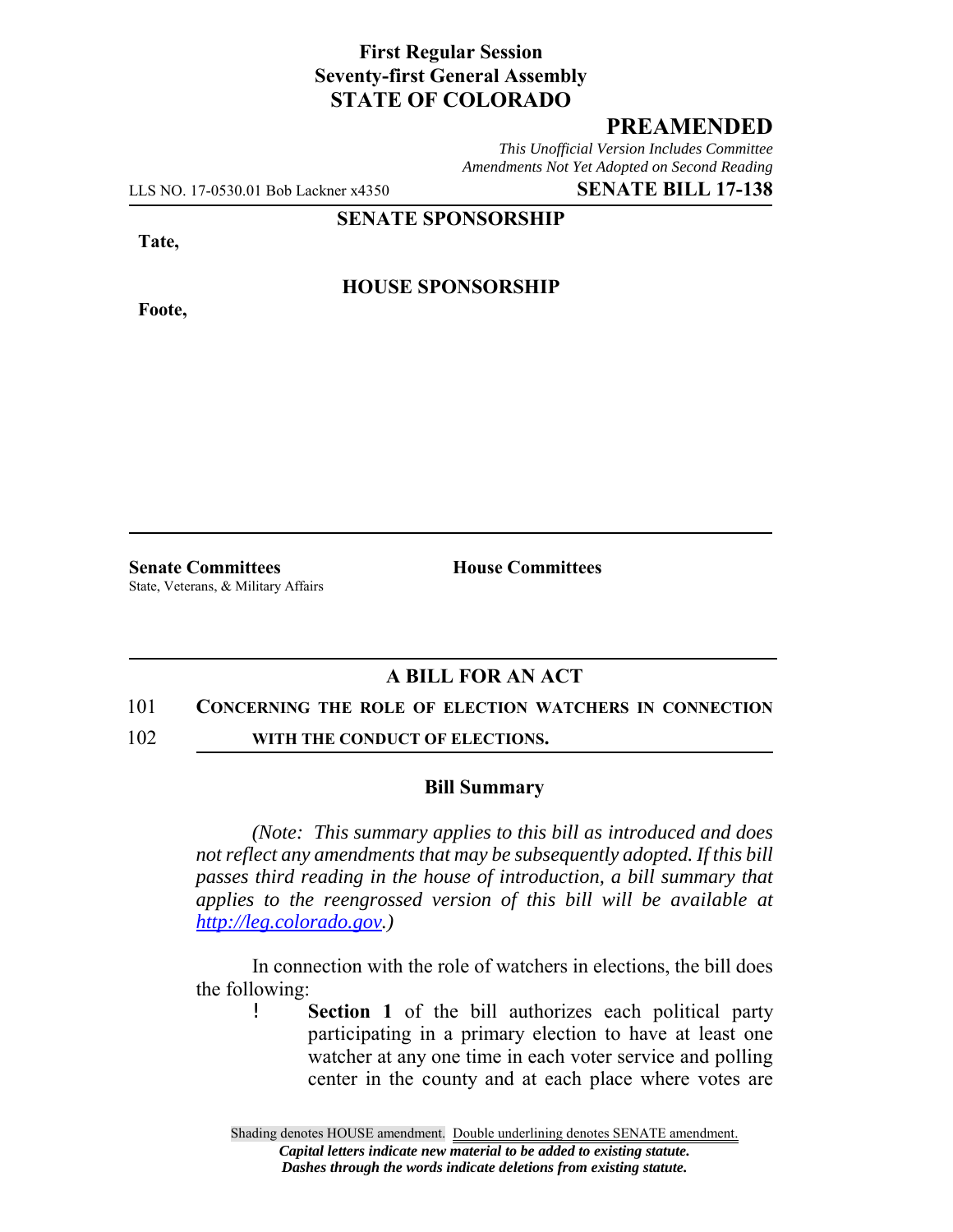**First Regular Session**
**Seventy-first General Assembly**
**STATE OF COLORADO**

# PREAMENDED

*This Unofficial Version Includes Committee Amendments Not Yet Adopted on Second Reading*

LLS NO. 17-0530.01 Bob Lackner x4350 **SENATE BILL 17-138**

**SENATE SPONSORSHIP**

**Tate,**

**HOUSE SPONSORSHIP**

**Foote,**

**Senate Committees**
State, Veterans, & Military Affairs

**House Committees**

## A BILL FOR AN ACT

101 **CONCERNING THE ROLE OF ELECTION WATCHERS IN CONNECTION**
102 **WITH THE CONDUCT OF ELECTIONS.**

### Bill Summary

*(Note: This summary applies to this bill as introduced and does not reflect any amendments that may be subsequently adopted. If this bill passes third reading in the house of introduction, a bill summary that applies to the reengrossed version of this bill will be available at http://leg.colorado.gov.)*

In connection with the role of watchers in elections, the bill does the following:

- **Section 1** of the bill authorizes each political party participating in a primary election to have at least one watcher at any one time in each voter service and polling center in the county and at each place where votes are

Shading denotes HOUSE amendment. Double underlining denotes SENATE amendment.
*Capital letters indicate new material to be added to existing statute.*
*Dashes through the words indicate deletions from existing statute.*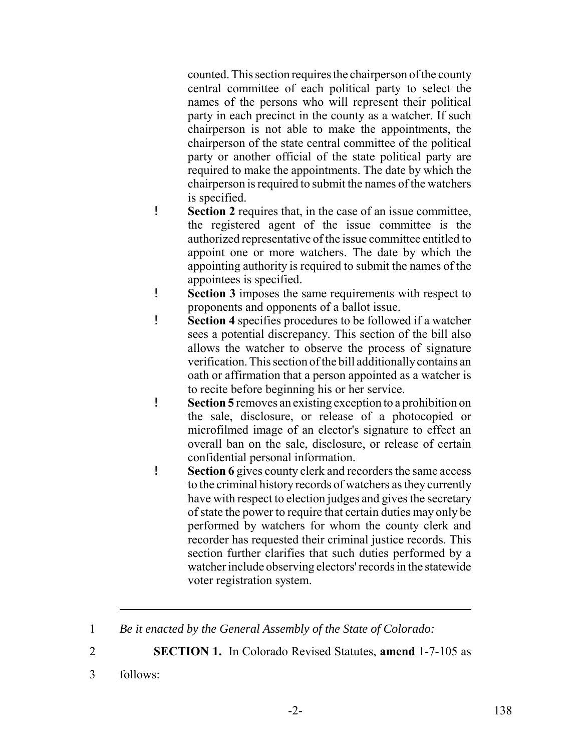counted. This section requires the chairperson of the county central committee of each political party to select the names of the persons who will represent their political party in each precinct in the county as a watcher. If such chairperson is not able to make the appointments, the chairperson of the state central committee of the political party or another official of the state political party are required to make the appointments. The date by which the chairperson is required to submit the names of the watchers is specified.

- **Section 2** requires that, in the case of an issue committee, the registered agent of the issue committee is the authorized representative of the issue committee entitled to appoint one or more watchers. The date by which the appointing authority is required to submit the names of the appointees is specified.
- **Section 3** imposes the same requirements with respect to proponents and opponents of a ballot issue.
- **Section 4** specifies procedures to be followed if a watcher sees a potential discrepancy. This section of the bill also allows the watcher to observe the process of signature verification. This section of the bill additionally contains an oath or affirmation that a person appointed as a watcher is to recite before beginning his or her service.
- **Section 5** removes an existing exception to a prohibition on the sale, disclosure, or release of a photocopied or microfilmed image of an elector's signature to effect an overall ban on the sale, disclosure, or release of certain confidential personal information.
- **Section 6** gives county clerk and recorders the same access to the criminal history records of watchers as they currently have with respect to election judges and gives the secretary of state the power to require that certain duties may only be performed by watchers for whom the county clerk and recorder has requested their criminal justice records. This section further clarifies that such duties performed by a watcher include observing electors' records in the statewide voter registration system.

---

1 *Be it enacted by the General Assembly of the State of Colorado:*

2 **SECTION 1.** In Colorado Revised Statutes, **amend** 1-7-105 as

3 follows: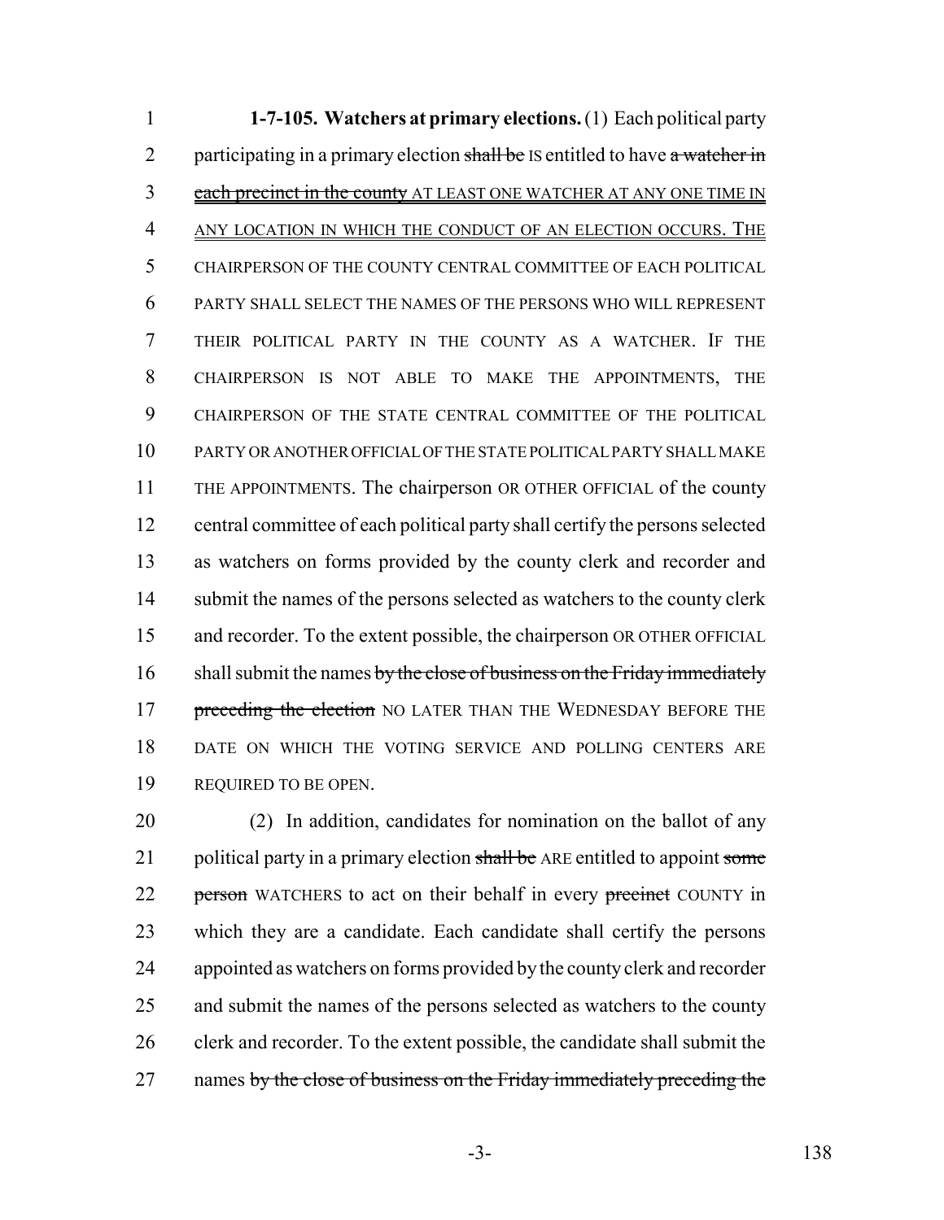**1-7-105. Watchers at primary elections.** (1) Each political party participating in a primary election ~~shall be~~ IS entitled to have ~~a watcher in each precinct in the county~~ AT LEAST ONE WATCHER AT ANY ONE TIME IN ANY LOCATION IN WHICH THE CONDUCT OF AN ELECTION OCCURS. THE CHAIRPERSON OF THE COUNTY CENTRAL COMMITTEE OF EACH POLITICAL PARTY SHALL SELECT THE NAMES OF THE PERSONS WHO WILL REPRESENT THEIR POLITICAL PARTY IN THE COUNTY AS A WATCHER. IF THE CHAIRPERSON IS NOT ABLE TO MAKE THE APPOINTMENTS, THE CHAIRPERSON OF THE STATE CENTRAL COMMITTEE OF THE POLITICAL PARTY OR ANOTHER OFFICIAL OF THE STATE POLITICAL PARTY SHALL MAKE THE APPOINTMENTS. The chairperson OR OTHER OFFICIAL of the county central committee of each political party shall certify the persons selected as watchers on forms provided by the county clerk and recorder and submit the names of the persons selected as watchers to the county clerk and recorder. To the extent possible, the chairperson OR OTHER OFFICIAL shall submit the names ~~by the close of business on the Friday immediately preceding the election~~ NO LATER THAN THE WEDNESDAY BEFORE THE DATE ON WHICH THE VOTING SERVICE AND POLLING CENTERS ARE REQUIRED TO BE OPEN.

(2) In addition, candidates for nomination on the ballot of any political party in a primary election ~~shall be~~ ARE entitled to appoint ~~some person~~ WATCHERS to act on their behalf in every ~~precinct~~ COUNTY in which they are a candidate. Each candidate shall certify the persons appointed as watchers on forms provided by the county clerk and recorder and submit the names of the persons selected as watchers to the county clerk and recorder. To the extent possible, the candidate shall submit the names ~~by the close of business on the Friday immediately preceding the~~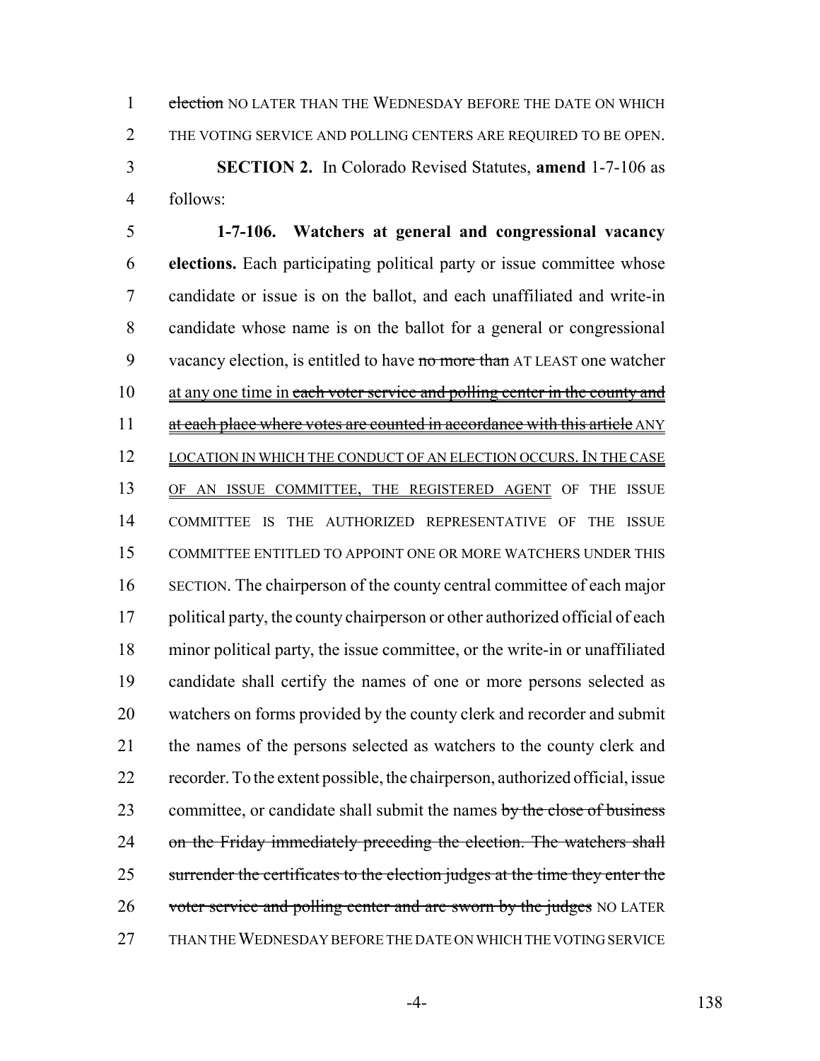~~election~~ NO LATER THAN THE WEDNESDAY BEFORE THE DATE ON WHICH THE VOTING SERVICE AND POLLING CENTERS ARE REQUIRED TO BE OPEN.

**SECTION 2.** In Colorado Revised Statutes, **amend** 1-7-106 as follows:

**1-7-106. Watchers at general and congressional vacancy elections.** Each participating political party or issue committee whose candidate or issue is on the ballot, and each unaffiliated and write-in candidate whose name is on the ballot for a general or congressional vacancy election, is entitled to have ~~no more than~~ AT LEAST one watcher at any one time in ~~each voter service and polling center in the county and at each place where votes are counted in accordance with this article~~ ANY LOCATION IN WHICH THE CONDUCT OF AN ELECTION OCCURS. IN THE CASE OF AN ISSUE COMMITTEE, THE REGISTERED AGENT OF THE ISSUE COMMITTEE IS THE AUTHORIZED REPRESENTATIVE OF THE ISSUE COMMITTEE ENTITLED TO APPOINT ONE OR MORE WATCHERS UNDER THIS SECTION. The chairperson of the county central committee of each major political party, the county chairperson or other authorized official of each minor political party, the issue committee, or the write-in or unaffiliated candidate shall certify the names of one or more persons selected as watchers on forms provided by the county clerk and recorder and submit the names of the persons selected as watchers to the county clerk and recorder. To the extent possible, the chairperson, authorized official, issue committee, or candidate shall submit the names ~~by the close of business on the Friday immediately preceding the election. The watchers shall surrender the certificates to the election judges at the time they enter the voter service and polling center and are sworn by the judges~~ NO LATER THAN THE WEDNESDAY BEFORE THE DATE ON WHICH THE VOTING SERVICE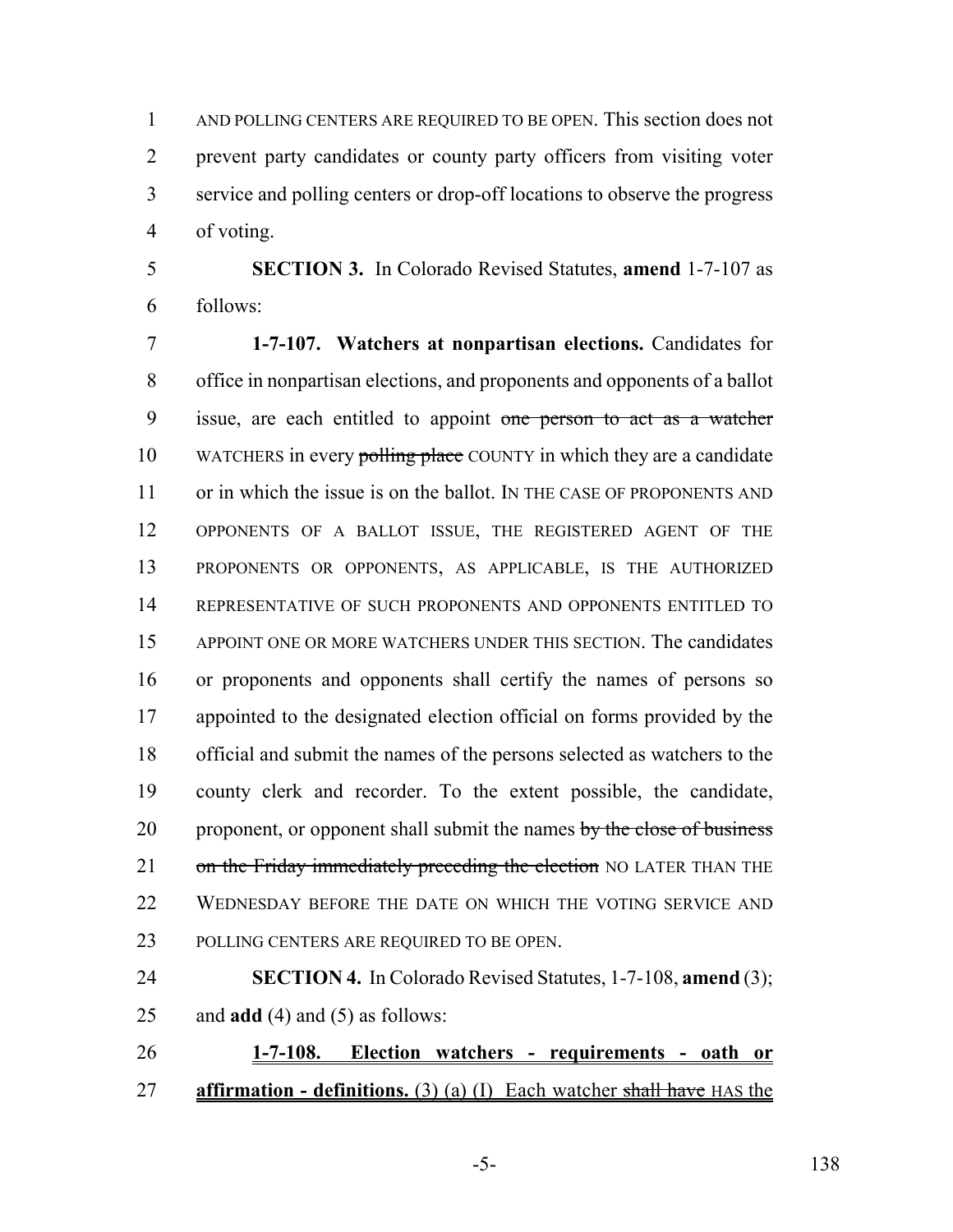AND POLLING CENTERS ARE REQUIRED TO BE OPEN. This section does not prevent party candidates or county party officers from visiting voter service and polling centers or drop-off locations to observe the progress of voting.

**SECTION 3.** In Colorado Revised Statutes, **amend** 1-7-107 as follows:

**1-7-107. Watchers at nonpartisan elections.** Candidates for office in nonpartisan elections, and proponents and opponents of a ballot issue, are each entitled to appoint ~~one person to act as a watcher~~ WATCHERS in every ~~polling place~~ COUNTY in which they are a candidate or in which the issue is on the ballot. IN THE CASE OF PROPONENTS AND OPPONENTS OF A BALLOT ISSUE, THE REGISTERED AGENT OF THE PROPONENTS OR OPPONENTS, AS APPLICABLE, IS THE AUTHORIZED REPRESENTATIVE OF SUCH PROPONENTS AND OPPONENTS ENTITLED TO APPOINT ONE OR MORE WATCHERS UNDER THIS SECTION. The candidates or proponents and opponents shall certify the names of persons so appointed to the designated election official on forms provided by the official and submit the names of the persons selected as watchers to the county clerk and recorder. To the extent possible, the candidate, proponent, or opponent shall submit the names ~~by the close of business on the Friday immediately preceding the election~~ NO LATER THAN THE WEDNESDAY BEFORE THE DATE ON WHICH THE VOTING SERVICE AND POLLING CENTERS ARE REQUIRED TO BE OPEN.

**SECTION 4.** In Colorado Revised Statutes, 1-7-108, **amend** (3); and **add** (4) and (5) as follows:

**1-7-108. Election watchers - requirements - oath or affirmation - definitions.** (3) (a) (I) Each watcher ~~shall have~~ HAS the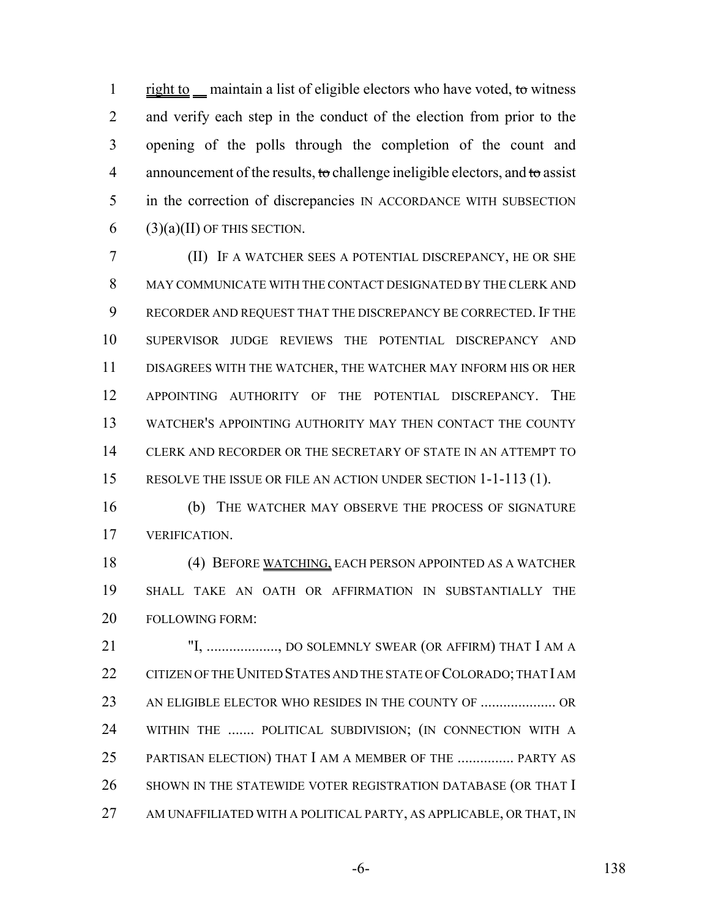right to __ maintain a list of eligible electors who have voted, ~~to~~ witness and verify each step in the conduct of the election from prior to the opening of the polls through the completion of the count and announcement of the results, ~~to~~ challenge ineligible electors, and ~~to~~ assist in the correction of discrepancies IN ACCORDANCE WITH SUBSECTION (3)(a)(II) OF THIS SECTION.

(II) IF A WATCHER SEES A POTENTIAL DISCREPANCY, HE OR SHE MAY COMMUNICATE WITH THE CONTACT DESIGNATED BY THE CLERK AND RECORDER AND REQUEST THAT THE DISCREPANCY BE CORRECTED. IF THE SUPERVISOR JUDGE REVIEWS THE POTENTIAL DISCREPANCY AND DISAGREES WITH THE WATCHER, THE WATCHER MAY INFORM HIS OR HER APPOINTING AUTHORITY OF THE POTENTIAL DISCREPANCY. THE WATCHER'S APPOINTING AUTHORITY MAY THEN CONTACT THE COUNTY CLERK AND RECORDER OR THE SECRETARY OF STATE IN AN ATTEMPT TO RESOLVE THE ISSUE OR FILE AN ACTION UNDER SECTION 1-1-113 (1).

(b) THE WATCHER MAY OBSERVE THE PROCESS OF SIGNATURE VERIFICATION.

(4) BEFORE WATCHING, EACH PERSON APPOINTED AS A WATCHER SHALL TAKE AN OATH OR AFFIRMATION IN SUBSTANTIALLY THE FOLLOWING FORM:

"I, ..................., DO SOLEMNLY SWEAR (OR AFFIRM) THAT I AM A CITIZEN OF THE UNITED STATES AND THE STATE OF COLORADO; THAT I AM AN ELIGIBLE ELECTOR WHO RESIDES IN THE COUNTY OF .................... OR WITHIN THE ....... POLITICAL SUBDIVISION; (IN CONNECTION WITH A PARTISAN ELECTION) THAT I AM A MEMBER OF THE ............... PARTY AS SHOWN IN THE STATEWIDE VOTER REGISTRATION DATABASE (OR THAT I AM UNAFFILIATED WITH A POLITICAL PARTY, AS APPLICABLE, OR THAT, IN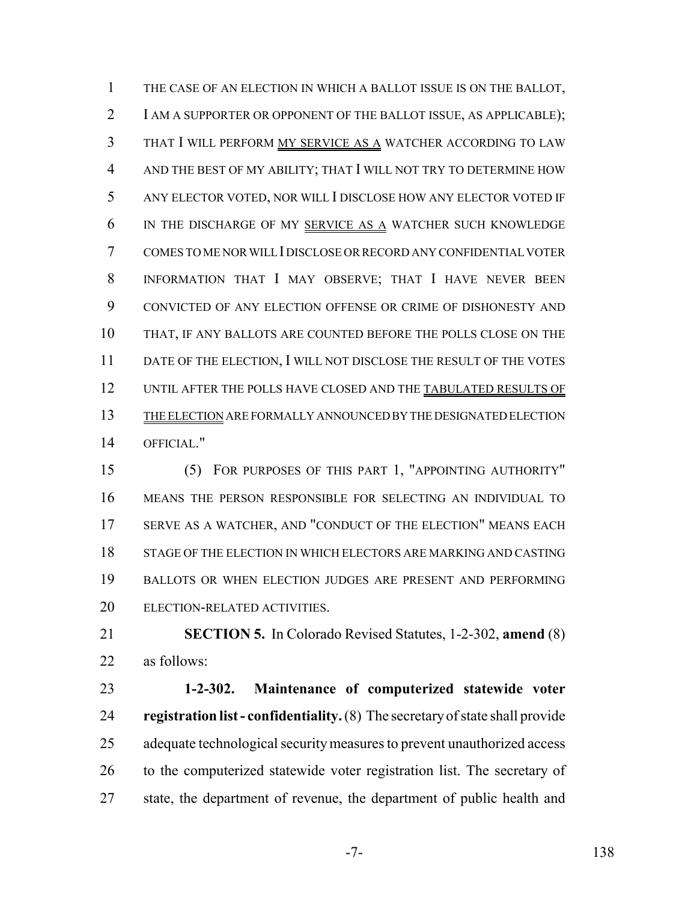THE CASE OF AN ELECTION IN WHICH A BALLOT ISSUE IS ON THE BALLOT, I AM A SUPPORTER OR OPPONENT OF THE BALLOT ISSUE, AS APPLICABLE); THAT I WILL PERFORM MY SERVICE AS A WATCHER ACCORDING TO LAW AND THE BEST OF MY ABILITY; THAT I WILL NOT TRY TO DETERMINE HOW ANY ELECTOR VOTED, NOR WILL I DISCLOSE HOW ANY ELECTOR VOTED IF IN THE DISCHARGE OF MY SERVICE AS A WATCHER SUCH KNOWLEDGE COMES TO ME NOR WILL I DISCLOSE OR RECORD ANY CONFIDENTIAL VOTER INFORMATION THAT I MAY OBSERVE; THAT I HAVE NEVER BEEN CONVICTED OF ANY ELECTION OFFENSE OR CRIME OF DISHONESTY AND THAT, IF ANY BALLOTS ARE COUNTED BEFORE THE POLLS CLOSE ON THE DATE OF THE ELECTION, I WILL NOT DISCLOSE THE RESULT OF THE VOTES UNTIL AFTER THE POLLS HAVE CLOSED AND THE TABULATED RESULTS OF THE ELECTION ARE FORMALLY ANNOUNCED BY THE DESIGNATED ELECTION OFFICIAL."

(5) FOR PURPOSES OF THIS PART 1, "APPOINTING AUTHORITY" MEANS THE PERSON RESPONSIBLE FOR SELECTING AN INDIVIDUAL TO SERVE AS A WATCHER, AND "CONDUCT OF THE ELECTION" MEANS EACH STAGE OF THE ELECTION IN WHICH ELECTORS ARE MARKING AND CASTING BALLOTS OR WHEN ELECTION JUDGES ARE PRESENT AND PERFORMING ELECTION-RELATED ACTIVITIES.

**SECTION 5.** In Colorado Revised Statutes, 1-2-302, **amend** (8) as follows:

**1-2-302. Maintenance of computerized statewide voter registration list - confidentiality.** (8) The secretary of state shall provide adequate technological security measures to prevent unauthorized access to the computerized statewide voter registration list. The secretary of state, the department of revenue, the department of public health and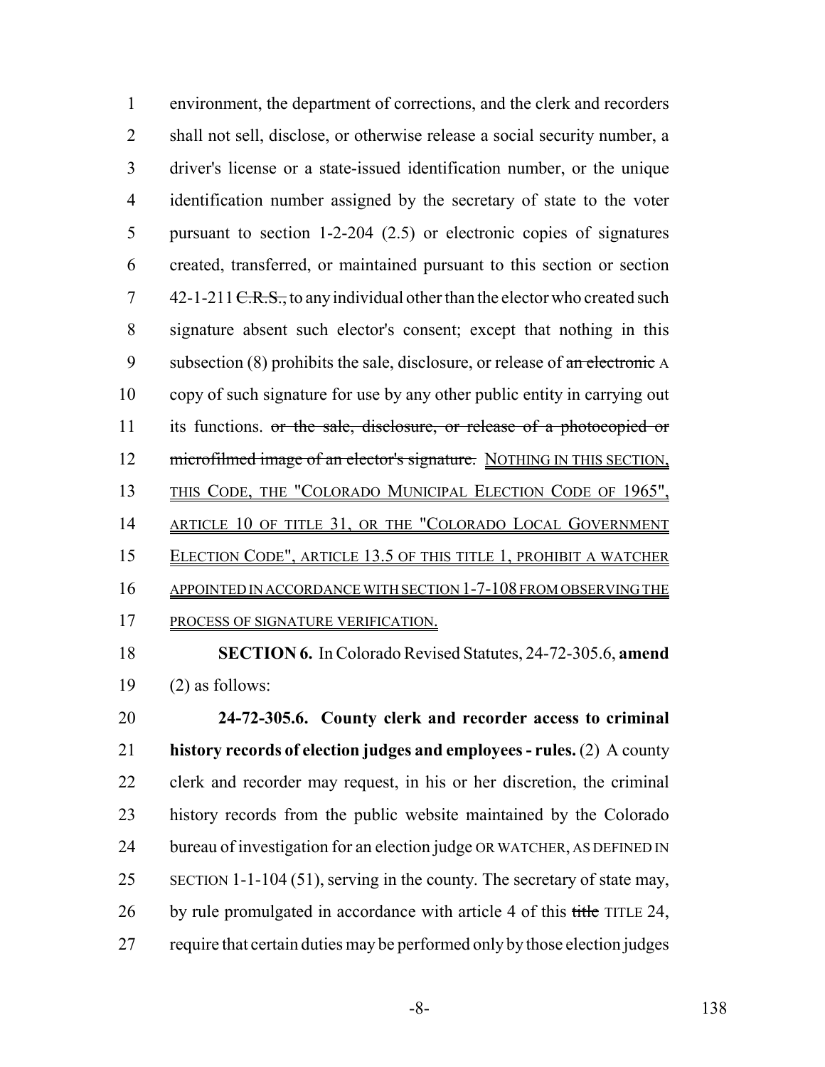environment, the department of corrections, and the clerk and recorders shall not sell, disclose, or otherwise release a social security number, a driver's license or a state-issued identification number, or the unique identification number assigned by the secretary of state to the voter pursuant to section 1-2-204 (2.5) or electronic copies of signatures created, transferred, or maintained pursuant to this section or section 42-1-211 ~~C.R.S.,~~ to any individual other than the elector who created such signature absent such elector's consent; except that nothing in this subsection (8) prohibits the sale, disclosure, or release of ~~an electronic~~ A copy of such signature for use by any other public entity in carrying out its functions. ~~or the sale, disclosure, or release of a photocopied or microfilmed image of an elector's signature.~~ NOTHING IN THIS SECTION, THIS CODE, THE "COLORADO MUNICIPAL ELECTION CODE OF 1965", ARTICLE 10 OF TITLE 31, OR THE "COLORADO LOCAL GOVERNMENT ELECTION CODE", ARTICLE 13.5 OF THIS TITLE 1, PROHIBIT A WATCHER APPOINTED IN ACCORDANCE WITH SECTION 1-7-108 FROM OBSERVING THE PROCESS OF SIGNATURE VERIFICATION.

**SECTION 6.** In Colorado Revised Statutes, 24-72-305.6, **amend** (2) as follows:

**24-72-305.6. County clerk and recorder access to criminal history records of election judges and employees - rules.** (2) A county clerk and recorder may request, in his or her discretion, the criminal history records from the public website maintained by the Colorado bureau of investigation for an election judge OR WATCHER, AS DEFINED IN SECTION 1-1-104 (51), serving in the county. The secretary of state may, by rule promulgated in accordance with article 4 of this ~~title~~ TITLE 24, require that certain duties may be performed only by those election judges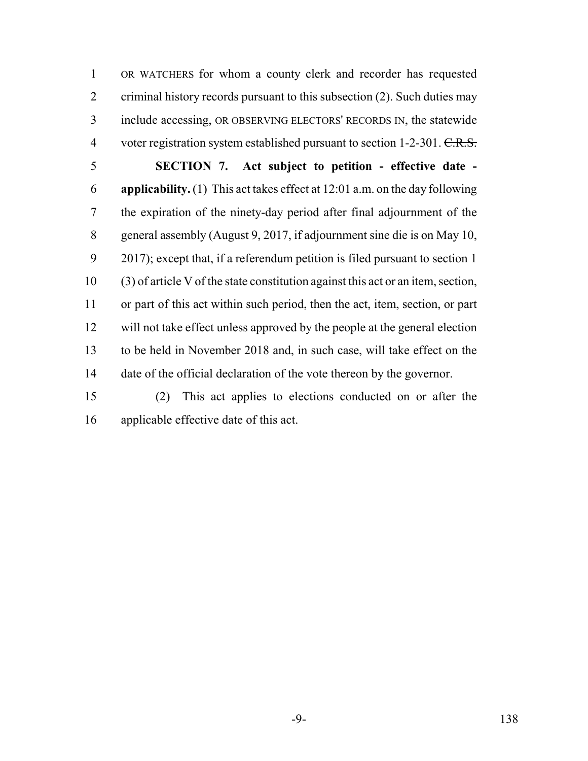OR WATCHERS for whom a county clerk and recorder has requested criminal history records pursuant to this subsection (2). Such duties may include accessing, OR OBSERVING ELECTORS' RECORDS IN, the statewide voter registration system established pursuant to section 1-2-301. ~~C.R.S.~~

**SECTION 7. Act subject to petition - effective date - applicability.** (1) This act takes effect at 12:01 a.m. on the day following the expiration of the ninety-day period after final adjournment of the general assembly (August 9, 2017, if adjournment sine die is on May 10, 2017); except that, if a referendum petition is filed pursuant to section 1 (3) of article V of the state constitution against this act or an item, section, or part of this act within such period, then the act, item, section, or part will not take effect unless approved by the people at the general election to be held in November 2018 and, in such case, will take effect on the date of the official declaration of the vote thereon by the governor.

(2) This act applies to elections conducted on or after the applicable effective date of this act.